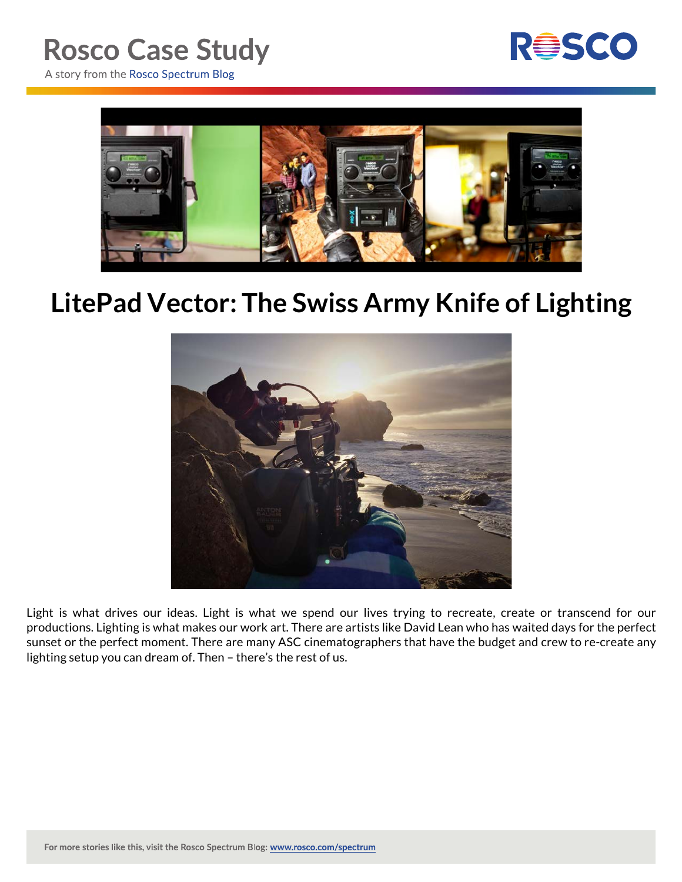# Rosco Case Study

A story from the Rosco Spectrum Blog

## LitePad Vector: The Swiss Army Knife of Lighting

Light is what drives our ideas. Light is what we spend our lives trying to recreate, create or transcend for our productions. Lighting is what makes our work art. There are artists like David Lean who has waited days for the perfect sunset or the perfect moment. There are many ASC cinematographers that have the budget and crew to re-create any lighting setup you can dream of. Then – there's the rest of us.

For more stories like this, visit the Rosco Spectrum Blog: www.rosco.com/spectrum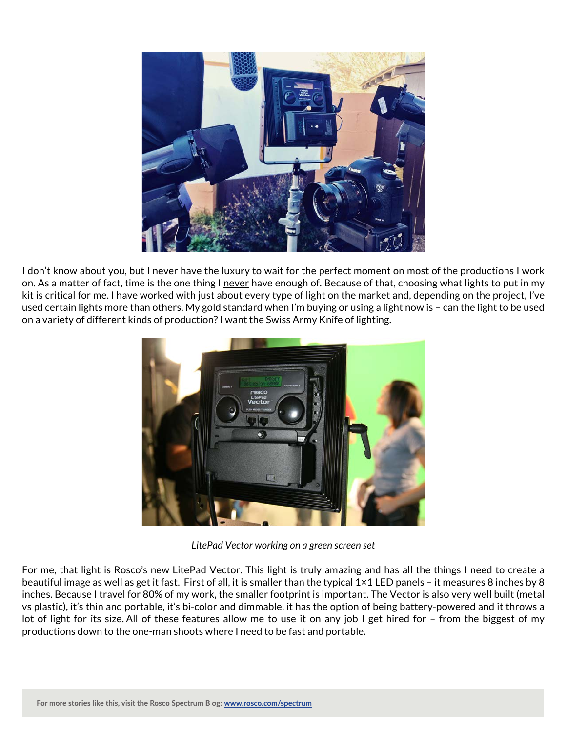I don't know about you, but I never have the luxury to wait for the perfect moment on most of the productions I work on. As a matter of fact, time is the one thing I never have enough of. Because of that, choosing what lights to put in my kit is critical for me. I have worked with just about every type of light on the market and, depending on the project, I've used certain lights more than others. My gold standard when I'm buying or using a light now is – can the light to be used on a variety of different kinds of production? I want the Swiss Army Knife of lighting.

*LitePad Vector working on a green screen set*

For me, that light is Rosco's new LitePad Vector. This light is truly amazing and has all the things I need to create a beautiful image as well as get it fast. First of all, it is smaller than the typical 1×1 LED panels – it measures 8 inches by 8 inches. Because I travel for 80% of my work, the smaller footprint is important. The Vector is also very well built (metal vs plastic), it's thin and portable, it's bi-color and dimmable, it has the option of being battery-powered and it throws a lot of light for its size. All of these features allow me to use it on any job I get hired for – from the biggest of my productions down to the one-man shoots where I need to be fast and portable.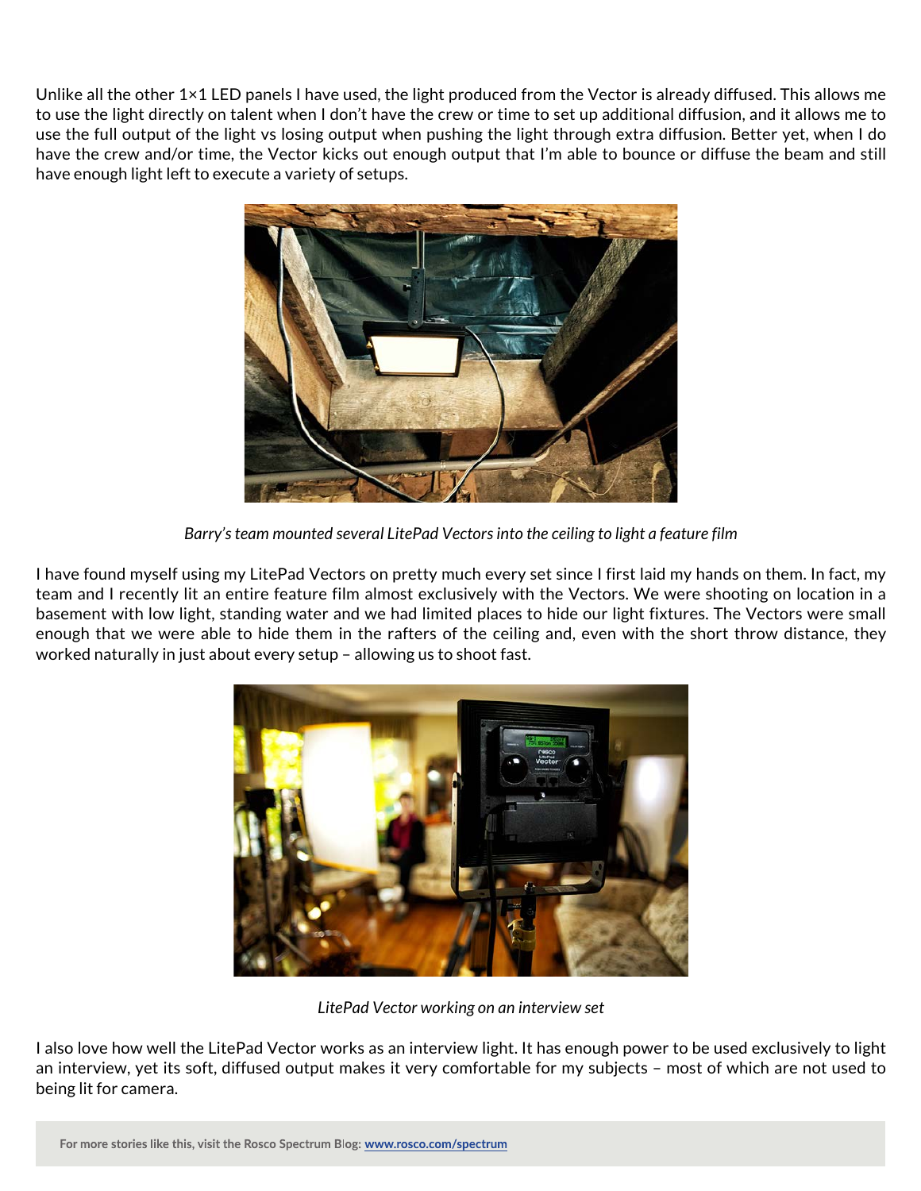Unlike all the other 1×1 LED panels I have used, the light produced from the Vector is already diffused. This allows me to use the light directly on talent when I don't have the crew or time to set up additional diffusion, and it allows me to use the full output of the light vs losing output when pushing the light through extra diffusion. Better yet, when I do have the crew and/or time, the Vector kicks out enough output that I'm able to bounce or diffuse the beam and still have enough light left to execute a variety of setups.

*Barry's team mounted several LitePad Vectors into the ceiling to light a feature film*

I have found myself using my LitePad Vectors on pretty much every set since I first laid my hands on them. In fact, my team and I recently lit an entire feature film almost exclusively with the Vectors. We were shooting on location in a basement with low light, standing water and we had limited places to hide our light fixtures. The Vectors were small enough that we were able to hide them in the rafters of the ceiling and, even with the short throw distance, they worked naturally in just about every setup – allowing us to shoot fast.

*LitePad Vector working on an interview set*

I also love how well the LitePad Vector works as an interview light. It has enough power to be used exclusively to light an interview, yet its soft, diffused output makes it very comfortable for my subjects – most of which are not used to being lit for camera.

**For more stories like this, visit the Rosco Spectrum Blog: [www.rosco.com/spectrum](www.rosco.com/spectrum)**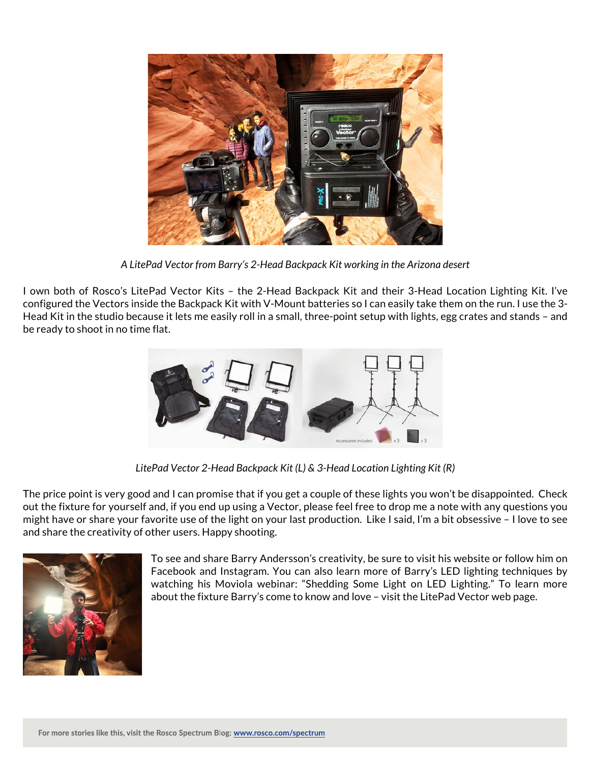*A LitePad Vector from Barry's 2-Head Backpack Kit working in the Arizona desert*

I own both of Rosco's LitePad Vector Kits – the 2-Head Backpack Kit and their 3-Head Location Lighting Kit. I've configured the Vectors inside the Backpack Kit with V-Mount batteries so I can easily take them on the run. I use the 3-Head Kit in the studio because it lets me easily roll in a small, three-point setup with lights, egg crates and stands – and be ready to shoot in no time flat.

*LitePad Vector 2-Head Backpack Kit (L) & 3-Head Location Lighting Kit (R)*

The price point is very good and I can promise that if you get a couple of these lights you won't be disappointed. Check out the fixture for yourself and, if you end up using a Vector, please feel free to drop me a note with any questions you might have or share your favorite use of the light on your last production. Like I said, I'm a bit obsessive – I love to see and share the creativity of other users. Happy shooting.

To see and share Barry Andersson's creativity, be sure to visit his website or follow him on Facebook and Instagram. You can also learn more of Barry's LED lighting techniques by watching his Moviola webinar: "Shedding Some Light on LED Lighting." To learn more about the fixture Barry's come to know and love – visit the LitePad Vector web page.

**For more stories like this, visit the Rosco Spectrum Blog: [www.rosco.com/spectrum](www.rosco.com/spectrum)**